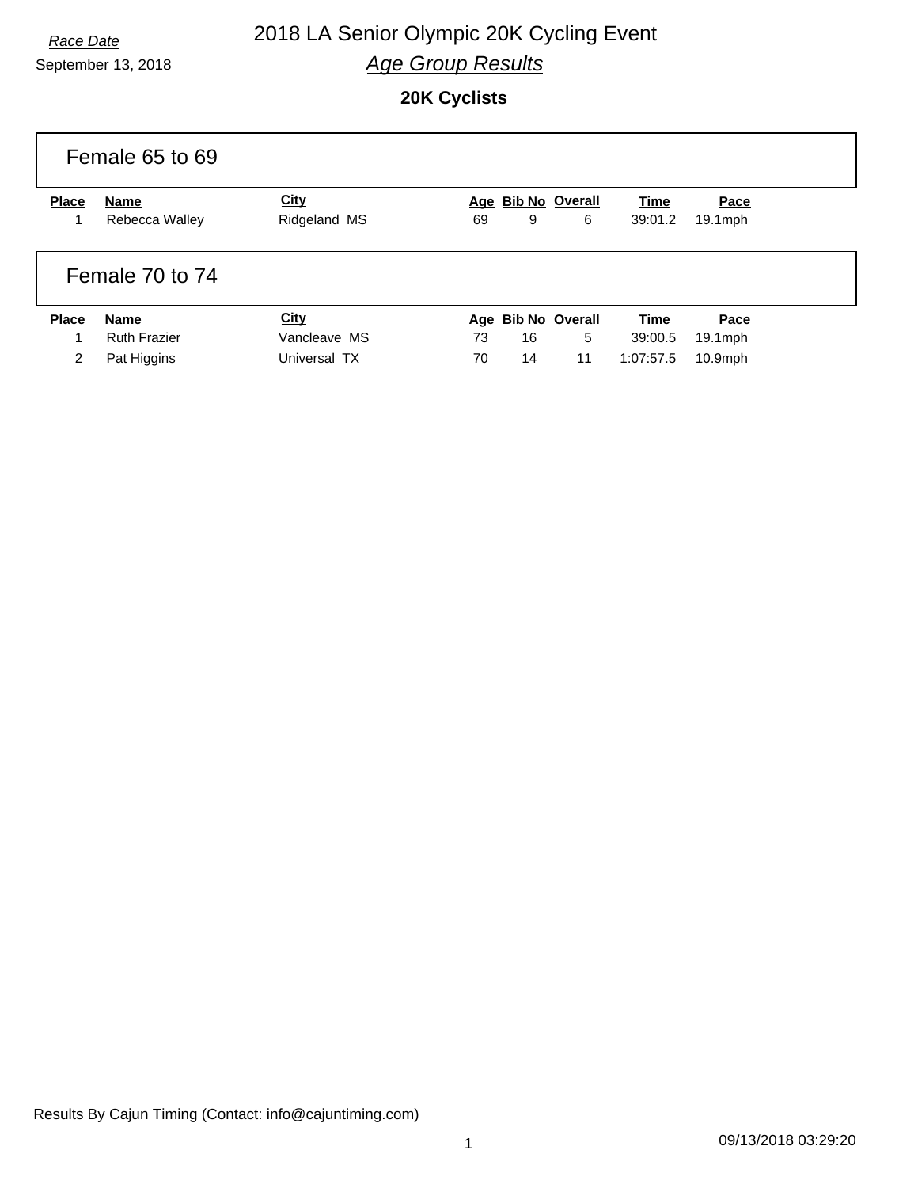*Race Date*

September 13, 2018

# 2018 LA Senior Olympic 20K Cycling Event

## *Age Group Results*

### 20K Cyclists

#### Female 65 to 69

| Place | Name | City | Age | Bib No | Overall | Time | Pace |
|---|---|---|---|---|---|---|---|
| 1 | Rebecca Walley | Ridgeland MS | 69 | 9 | 6 | 39:01.2 | 19.1mph |

#### Female 70 to 74

| Place | Name | City | Age | Bib No | Overall | Time | Pace |
|---|---|---|---|---|---|---|---|
| 1 | Ruth Frazier | Vancleave MS | 73 | 16 | 5 | 39:00.5 | 19.1mph |
| 2 | Pat Higgins | Universal TX | 70 | 14 | 11 | 1:07:57.5 | 10.9mph |

Results By Cajun Timing (Contact: info@cajuntiming.com)

09/13/2018 03:29:20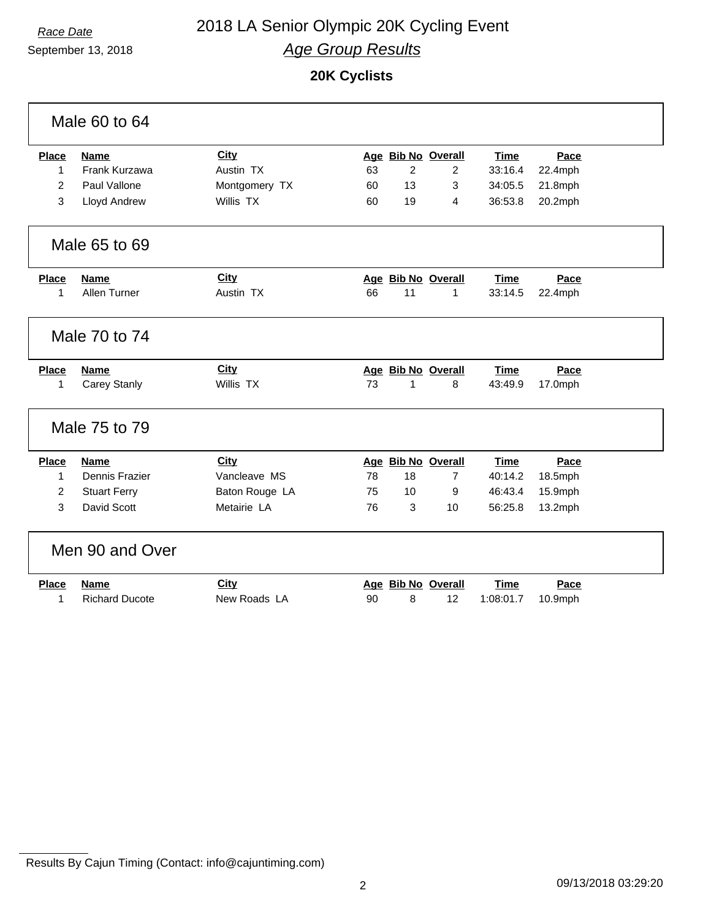*Race Date*

September 13, 2018

# 2018 LA Senior Olympic 20K Cycling Event

## *Age Group Results*

### 20K Cyclists

#### Male 60 to 64

| Place | Name | City | Age | Bib No | Overall | Time | Pace |
|---|---|---|---|---|---|---|---|
| 1 | Frank Kurzawa | Austin TX | 63 | 2 | 2 | 33:16.4 | 22.4mph |
| 2 | Paul Vallone | Montgomery TX | 60 | 13 | 3 | 34:05.5 | 21.8mph |
| 3 | Lloyd Andrew | Willis TX | 60 | 19 | 4 | 36:53.8 | 20.2mph |

#### Male 65 to 69

| Place | Name | City | Age | Bib No | Overall | Time | Pace |
|---|---|---|---|---|---|---|---|
| 1 | Allen Turner | Austin TX | 66 | 11 | 1 | 33:14.5 | 22.4mph |

#### Male 70 to 74

| Place | Name | City | Age | Bib No | Overall | Time | Pace |
|---|---|---|---|---|---|---|---|
| 1 | Carey Stanly | Willis TX | 73 | 1 | 8 | 43:49.9 | 17.0mph |

#### Male 75 to 79

| Place | Name | City | Age | Bib No | Overall | Time | Pace |
|---|---|---|---|---|---|---|---|
| 1 | Dennis Frazier | Vancleave MS | 78 | 18 | 7 | 40:14.2 | 18.5mph |
| 2 | Stuart Ferry | Baton Rouge LA | 75 | 10 | 9 | 46:43.4 | 15.9mph |
| 3 | David Scott | Metairie LA | 76 | 3 | 10 | 56:25.8 | 13.2mph |

#### Men 90 and Over

| Place | Name | City | Age | Bib No | Overall | Time | Pace |
|---|---|---|---|---|---|---|---|
| 1 | Richard Ducote | New Roads LA | 90 | 8 | 12 | 1:08:01.7 | 10.9mph |

Results By Cajun Timing (Contact: info@cajuntiming.com)

09/13/2018 03:29:20